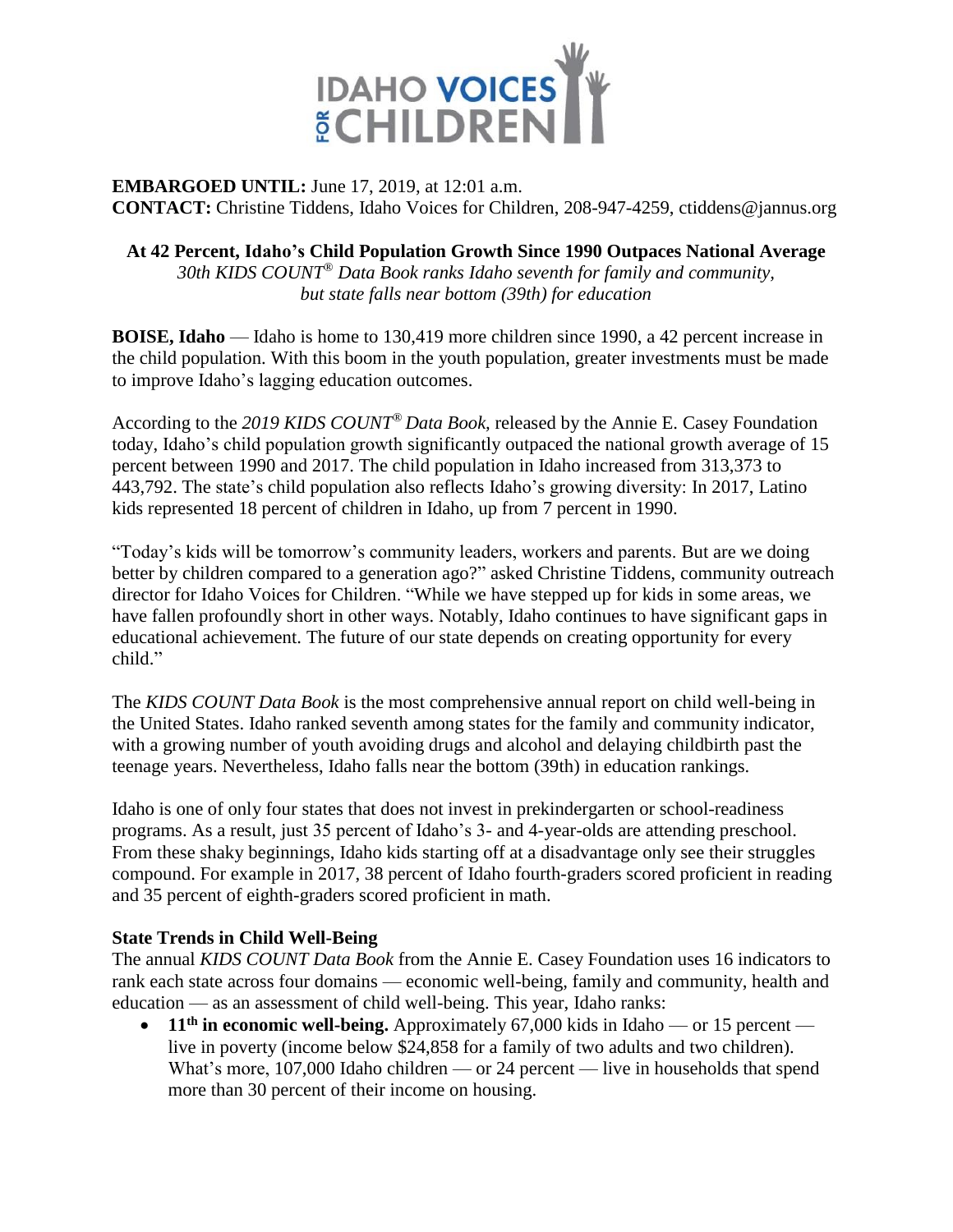IDAHO VOICES FOR CHILDREN

**EMBARGOED UNTIL:** June 17, 2019, at 12:01 a.m.
**CONTACT:** Christine Tiddens, Idaho Voices for Children, 208-947-4259, ctiddens@jannus.org

## At 42 Percent, Idaho's Child Population Growth Since 1990 Outpaces National Average

*30th KIDS COUNT® Data Book ranks Idaho seventh for family and community, but state falls near bottom (39th) for education*

**BOISE, Idaho** — Idaho is home to 130,419 more children since 1990, a 42 percent increase in the child population. With this boom in the youth population, greater investments must be made to improve Idaho's lagging education outcomes.

According to the *2019 KIDS COUNT® Data Book,* released by the Annie E. Casey Foundation today, Idaho's child population growth significantly outpaced the national growth average of 15 percent between 1990 and 2017. The child population in Idaho increased from 313,373 to 443,792. The state's child population also reflects Idaho's growing diversity: In 2017, Latino kids represented 18 percent of children in Idaho, up from 7 percent in 1990.

"Today's kids will be tomorrow's community leaders, workers and parents. But are we doing better by children compared to a generation ago?" asked Christine Tiddens, community outreach director for Idaho Voices for Children. "While we have stepped up for kids in some areas, we have fallen profoundly short in other ways. Notably, Idaho continues to have significant gaps in educational achievement. The future of our state depends on creating opportunity for every child."

The *KIDS COUNT Data Book* is the most comprehensive annual report on child well-being in the United States. Idaho ranked seventh among states for the family and community indicator, with a growing number of youth avoiding drugs and alcohol and delaying childbirth past the teenage years. Nevertheless, Idaho falls near the bottom (39th) in education rankings.

Idaho is one of only four states that does not invest in prekindergarten or school-readiness programs. As a result, just 35 percent of Idaho's 3- and 4-year-olds are attending preschool. From these shaky beginnings, Idaho kids starting off at a disadvantage only see their struggles compound. For example in 2017, 38 percent of Idaho fourth-graders scored proficient in reading and 35 percent of eighth-graders scored proficient in math.

### State Trends in Child Well-Being

The annual *KIDS COUNT Data Book* from the Annie E. Casey Foundation uses 16 indicators to rank each state across four domains — economic well-being, family and community, health and education — as an assessment of child well-being. This year, Idaho ranks:

- **11th in economic well-being.** Approximately 67,000 kids in Idaho — or 15 percent — live in poverty (income below $24,858 for a family of two adults and two children). What's more, 107,000 Idaho children — or 24 percent — live in households that spend more than 30 percent of their income on housing.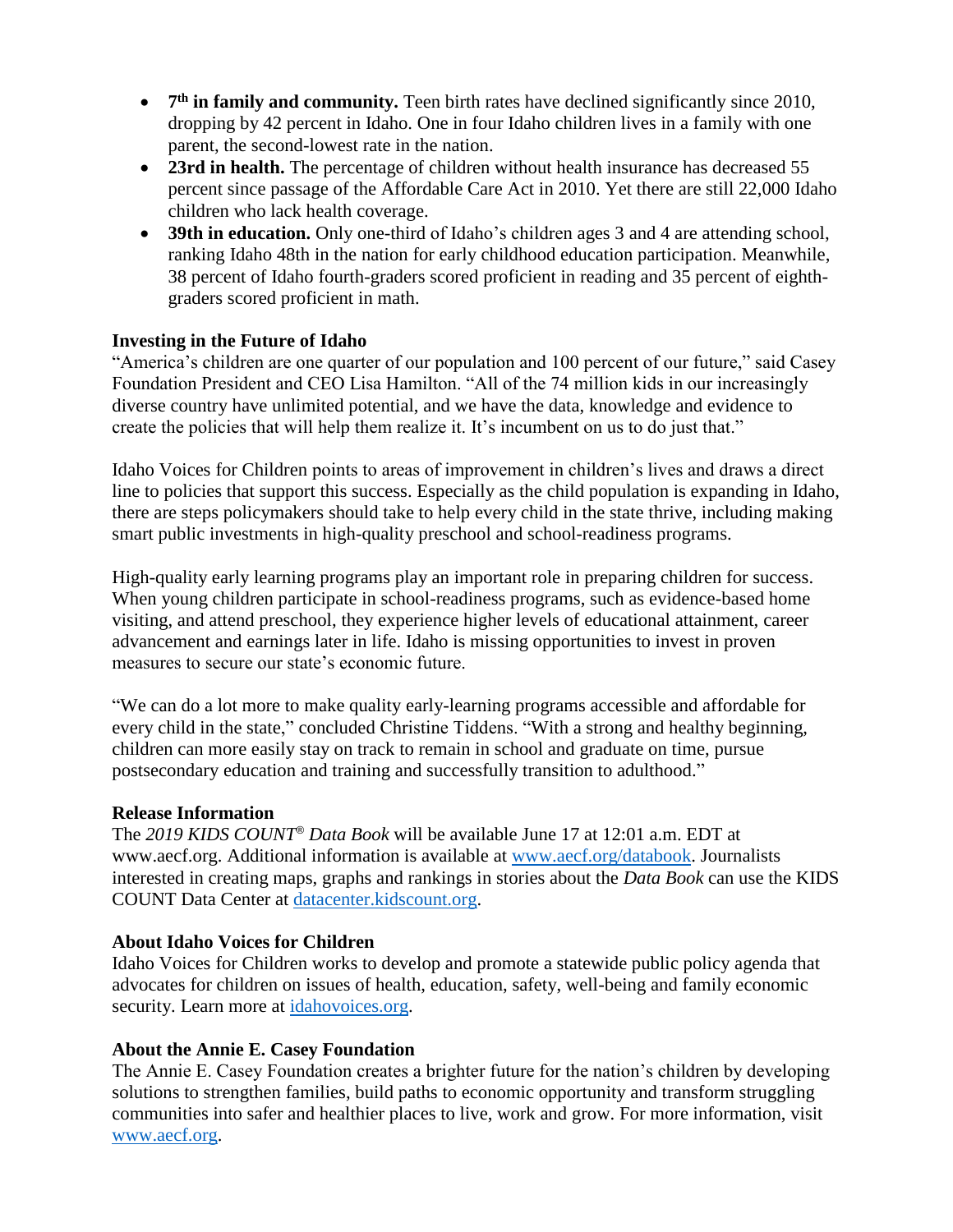- **7th in family and community.** Teen birth rates have declined significantly since 2010, dropping by 42 percent in Idaho. One in four Idaho children lives in a family with one parent, the second-lowest rate in the nation.
- **23rd in health.** The percentage of children without health insurance has decreased 55 percent since passage of the Affordable Care Act in 2010. Yet there are still 22,000 Idaho children who lack health coverage.
- **39th in education.** Only one-third of Idaho's children ages 3 and 4 are attending school, ranking Idaho 48th in the nation for early childhood education participation. Meanwhile, 38 percent of Idaho fourth-graders scored proficient in reading and 35 percent of eighth-graders scored proficient in math.

**Investing in the Future of Idaho**

"America's children are one quarter of our population and 100 percent of our future," said Casey Foundation President and CEO Lisa Hamilton. "All of the 74 million kids in our increasingly diverse country have unlimited potential, and we have the data, knowledge and evidence to create the policies that will help them realize it. It's incumbent on us to do just that."

Idaho Voices for Children points to areas of improvement in children's lives and draws a direct line to policies that support this success. Especially as the child population is expanding in Idaho, there are steps policymakers should take to help every child in the state thrive, including making smart public investments in high-quality preschool and school-readiness programs.

High-quality early learning programs play an important role in preparing children for success. When young children participate in school-readiness programs, such as evidence-based home visiting, and attend preschool, they experience higher levels of educational attainment, career advancement and earnings later in life. Idaho is missing opportunities to invest in proven measures to secure our state's economic future.

"We can do a lot more to make quality early-learning programs accessible and affordable for every child in the state," concluded Christine Tiddens. "With a strong and healthy beginning, children can more easily stay on track to remain in school and graduate on time, pursue postsecondary education and training and successfully transition to adulthood."

**Release Information**

The *2019 KIDS COUNT® Data Book* will be available June 17 at 12:01 a.m. EDT at www.aecf.org. Additional information is available at www.aecf.org/databook. Journalists interested in creating maps, graphs and rankings in stories about the *Data Book* can use the KIDS COUNT Data Center at datacenter.kidscount.org.

**About Idaho Voices for Children**

Idaho Voices for Children works to develop and promote a statewide public policy agenda that advocates for children on issues of health, education, safety, well-being and family economic security. Learn more at idahovoices.org.

**About the Annie E. Casey Foundation**

The Annie E. Casey Foundation creates a brighter future for the nation's children by developing solutions to strengthen families, build paths to economic opportunity and transform struggling communities into safer and healthier places to live, work and grow. For more information, visit www.aecf.org.